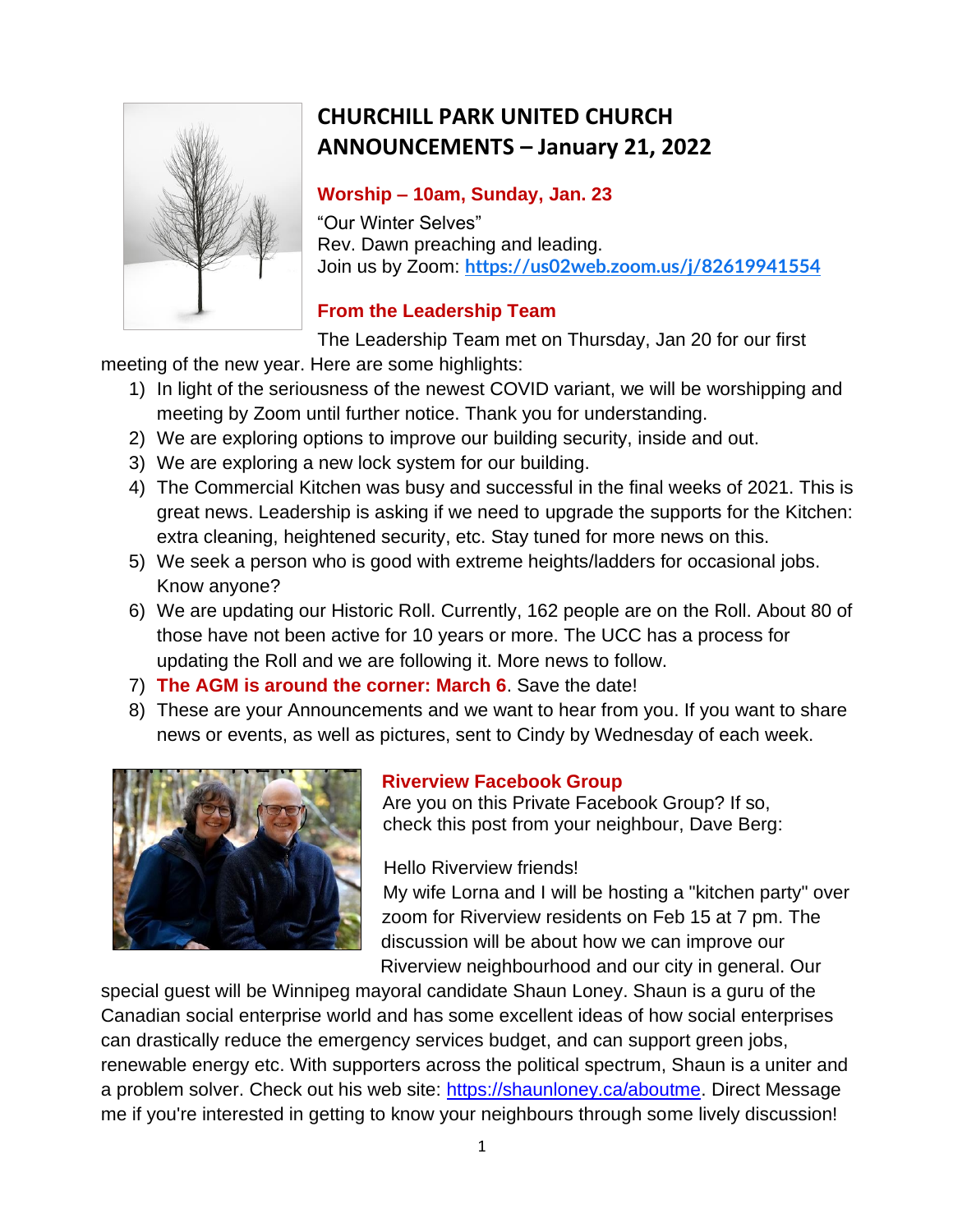# CHURCHILL PARK UNITED CHURCH ANNOUNCEMENTS – January 21, 2022

## Worship – 10am, Sunday, Jan. 23

"Our Winter Selves"
Rev. Dawn preaching and leading.
Join us by Zoom: **https://us02web.zoom.us/j/82619941554**

## From the Leadership Team

The Leadership Team met on Thursday, Jan 20 for our first meeting of the new year. Here are some highlights:

1) In light of the seriousness of the newest COVID variant, we will be worshipping and meeting by Zoom until further notice. Thank you for understanding.
2) We are exploring options to improve our building security, inside and out.
3) We are exploring a new lock system for our building.
4) The Commercial Kitchen was busy and successful in the final weeks of 2021. This is great news. Leadership is asking if we need to upgrade the supports for the Kitchen: extra cleaning, heightened security, etc. Stay tuned for more news on this.
5) We seek a person who is good with extreme heights/ladders for occasional jobs. Know anyone?
6) We are updating our Historic Roll. Currently, 162 people are on the Roll. About 80 of those have not been active for 10 years or more. The UCC has a process for updating the Roll and we are following it. More news to follow.
7) **The AGM is around the corner: March 6**. Save the date!
8) These are your Announcements and we want to hear from you. If you want to share news or events, as well as pictures, sent to Cindy by Wednesday of each week.

## Riverview Facebook Group

Are you on this Private Facebook Group? If so, check this post from your neighbour, Dave Berg:

Hello Riverview friends!
My wife Lorna and I will be hosting a "kitchen party" over zoom for Riverview residents on Feb 15 at 7 pm. The discussion will be about how we can improve our Riverview neighbourhood and our city in general. Our special guest will be Winnipeg mayoral candidate Shaun Loney. Shaun is a guru of the Canadian social enterprise world and has some excellent ideas of how social enterprises can drastically reduce the emergency services budget, and can support green jobs, renewable energy etc. With supporters across the political spectrum, Shaun is a uniter and a problem solver. Check out his web site: https://shaunloney.ca/aboutme. Direct Message me if you're interested in getting to know your neighbours through some lively discussion!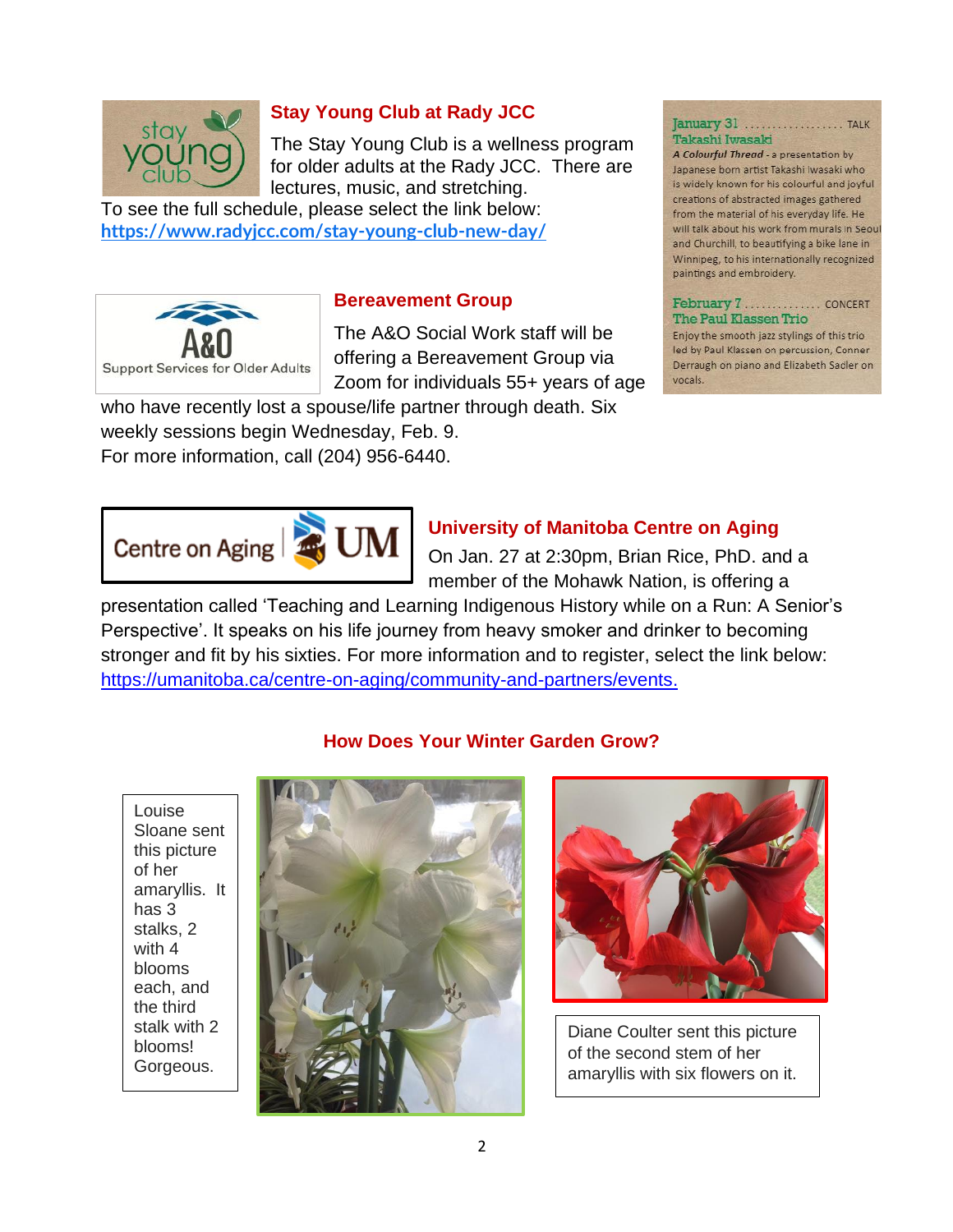## Stay Young Club at Rady JCC

The Stay Young Club is a wellness program for older adults at the Rady JCC. There are lectures, music, and stretching.
To see the full schedule, please select the link below:
**https://www.radyjcc.com/stay-young-club-new-day/**

**January 31** .................. TALK
**Takashi Iwasaki**
***A Colourful Thread*** - a presentation by Japanese born artist Takashi Iwasaki who is widely known for his colourful and joyful creations of abstracted images gathered from the material of his everyday life. He will talk about his work from murals in Seoul and Churchill, to beautifying a bike lane in Winnipeg, to his internationally recognized paintings and embroidery.

**February 7** ............. CONCERT
**The Paul Klassen Trio**
Enjoy the smooth jazz stylings of this trio led by Paul Klassen on percussion, Conner Derraugh on piano and Elizabeth Sadler on vocals.

## Bereavement Group

The A&O Social Work staff will be offering a Bereavement Group via Zoom for individuals 55+ years of age who have recently lost a spouse/life partner through death. Six weekly sessions begin Wednesday, Feb. 9.
For more information, call (204) 956-6440.

## University of Manitoba Centre on Aging

On Jan. 27 at 2:30pm, Brian Rice, PhD. and a member of the Mohawk Nation, is offering a presentation called 'Teaching and Learning Indigenous History while on a Run: A Senior's Perspective'. It speaks on his life journey from heavy smoker and drinker to becoming stronger and fit by his sixties. For more information and to register, select the link below:
https://umanitoba.ca/centre-on-aging/community-and-partners/events.

## How Does Your Winter Garden Grow?

Louise Sloane sent this picture of her amaryllis. It has 3 stalks, 2 with 4 blooms each, and the third stalk with 2 blooms! Gorgeous.

Diane Coulter sent this picture of the second stem of her amaryllis with six flowers on it.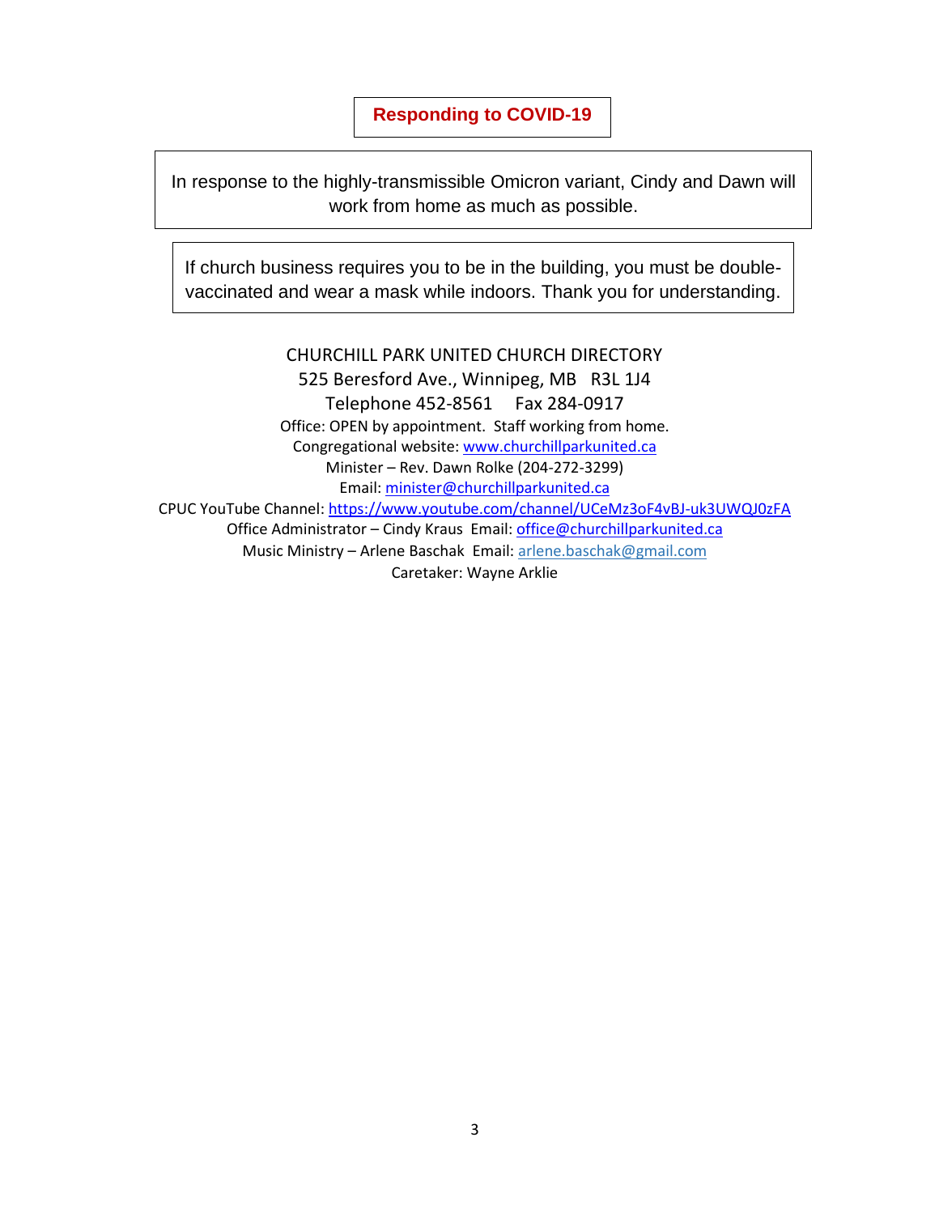## Responding to COVID-19

In response to the highly-transmissible Omicron variant, Cindy and Dawn will work from home as much as possible.

If church business requires you to be in the building, you must be double-vaccinated and wear a mask while indoors. Thank you for understanding.

CHURCHILL PARK UNITED CHURCH DIRECTORY
525 Beresford Ave., Winnipeg, MB R3L 1J4
Telephone 452-8561 Fax 284-0917
Office: OPEN by appointment. Staff working from home.
Congregational website: www.churchillparkunited.ca
Minister – Rev. Dawn Rolke (204-272-3299)
Email: minister@churchillparkunited.ca
CPUC YouTube Channel: https://www.youtube.com/channel/UCeMz3oF4vBJ-uk3UWQJ0zFA
Office Administrator – Cindy Kraus Email: office@churchillparkunited.ca
Music Ministry – Arlene Baschak Email: arlene.baschak@gmail.com
Caretaker: Wayne Arklie